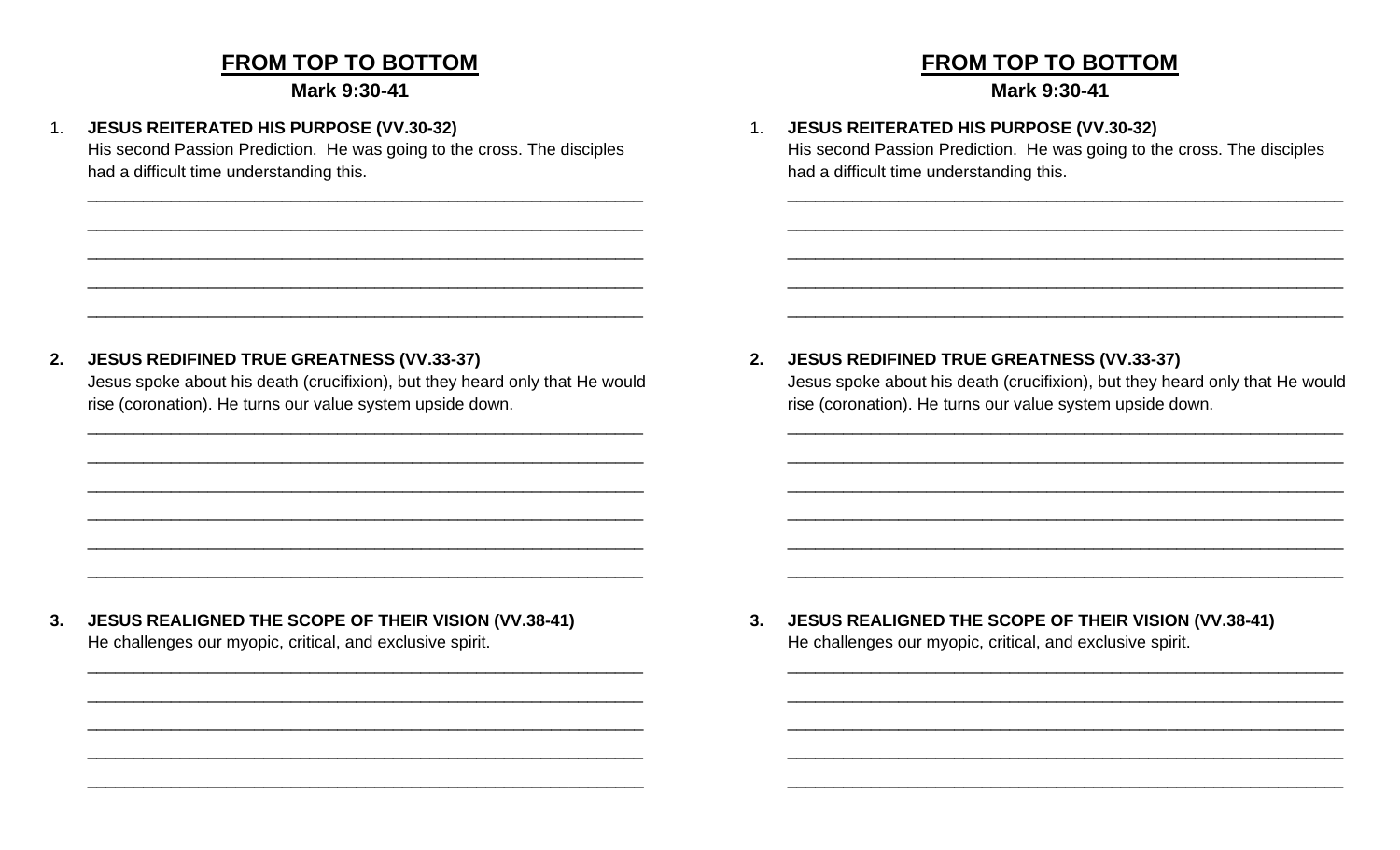## FROM TOP TO BOTTOM

**Mark 9:30-41**

1. **JESUS REITERATED HIS PURPOSE (VV.30-32)**
   His second Passion Prediction. He was going to the cross. The disciples had a difficult time understanding this.

   ______________________________________________________________

   ______________________________________________________________

   ______________________________________________________________

   ______________________________________________________________

   ______________________________________________________________

2. **JESUS REDIFINED TRUE GREATNESS (VV.33-37)**
   Jesus spoke about his death (crucifixion), but they heard only that He would rise (coronation). He turns our value system upside down.

   ______________________________________________________________

   ______________________________________________________________

   ______________________________________________________________

   ______________________________________________________________

   ______________________________________________________________

   ______________________________________________________________

3. **JESUS REALIGNED THE SCOPE OF THEIR VISION (VV.38-41)**
   He challenges our myopic, critical, and exclusive spirit.

   ______________________________________________________________

   ______________________________________________________________

   ______________________________________________________________

   ______________________________________________________________

   ______________________________________________________________

## FROM TOP TO BOTTOM

**Mark 9:30-41**

1. **JESUS REITERATED HIS PURPOSE (VV.30-32)**
   His second Passion Prediction. He was going to the cross. The disciples had a difficult time understanding this.

   ______________________________________________________________

   ______________________________________________________________

   ______________________________________________________________

   ______________________________________________________________

   ______________________________________________________________

2. **JESUS REDIFINED TRUE GREATNESS (VV.33-37)**
   Jesus spoke about his death (crucifixion), but they heard only that He would rise (coronation). He turns our value system upside down.

   ______________________________________________________________

   ______________________________________________________________

   ______________________________________________________________

   ______________________________________________________________

   ______________________________________________________________

   ______________________________________________________________

3. **JESUS REALIGNED THE SCOPE OF THEIR VISION (VV.38-41)**
   He challenges our myopic, critical, and exclusive spirit.

   ______________________________________________________________

   ______________________________________________________________

   ______________________________________________________________

   ______________________________________________________________

   ______________________________________________________________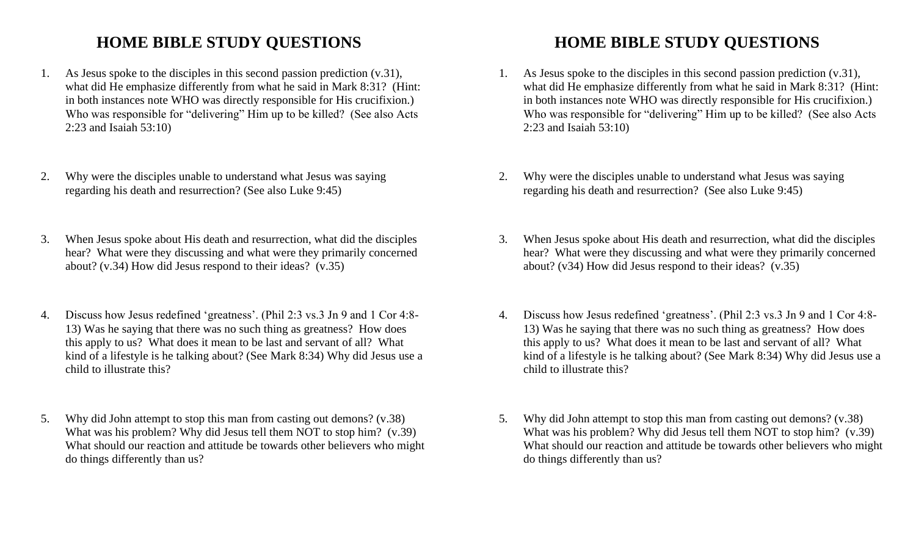# HOME BIBLE STUDY QUESTIONS

1. As Jesus spoke to the disciples in this second passion prediction (v.31), what did He emphasize differently from what he said in Mark 8:31? (Hint: in both instances note WHO was directly responsible for His crucifixion.) Who was responsible for "delivering" Him up to be killed? (See also Acts 2:23 and Isaiah 53:10)

2. Why were the disciples unable to understand what Jesus was saying regarding his death and resurrection? (See also Luke 9:45)

3. When Jesus spoke about His death and resurrection, what did the disciples hear? What were they discussing and what were they primarily concerned about? (v.34) How did Jesus respond to their ideas? (v.35)

4. Discuss how Jesus redefined 'greatness'. (Phil 2:3 vs.3 Jn 9 and 1 Cor 4:8-13) Was he saying that there was no such thing as greatness? How does this apply to us? What does it mean to be last and servant of all? What kind of a lifestyle is he talking about? (See Mark 8:34) Why did Jesus use a child to illustrate this?

5. Why did John attempt to stop this man from casting out demons? (v.38) What was his problem? Why did Jesus tell them NOT to stop him? (v.39) What should our reaction and attitude be towards other believers who might do things differently than us?

# HOME BIBLE STUDY QUESTIONS

1. As Jesus spoke to the disciples in this second passion prediction (v.31), what did He emphasize differently from what he said in Mark 8:31? (Hint: in both instances note WHO was directly responsible for His crucifixion.) Who was responsible for "delivering" Him up to be killed? (See also Acts 2:23 and Isaiah 53:10)

2. Why were the disciples unable to understand what Jesus was saying regarding his death and resurrection? (See also Luke 9:45)

3. When Jesus spoke about His death and resurrection, what did the disciples hear? What were they discussing and what were they primarily concerned about? (v34) How did Jesus respond to their ideas? (v.35)

4. Discuss how Jesus redefined 'greatness'. (Phil 2:3 vs.3 Jn 9 and 1 Cor 4:8-13) Was he saying that there was no such thing as greatness? How does this apply to us? What does it mean to be last and servant of all? What kind of a lifestyle is he talking about? (See Mark 8:34) Why did Jesus use a child to illustrate this?

5. Why did John attempt to stop this man from casting out demons? (v.38) What was his problem? Why did Jesus tell them NOT to stop him? (v.39) What should our reaction and attitude be towards other believers who might do things differently than us?